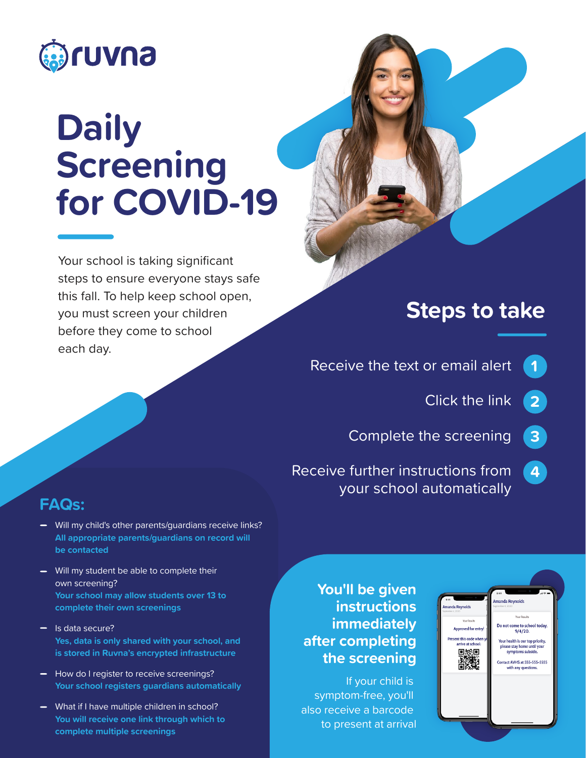ruvna

# Daily Screening for COVID-19

Your school is taking significant steps to ensure everyone stays safe this fall. To help keep school open, you must screen your children before they come to school each day.

## Steps to take

1. Receive the text or email alert
2. Click the link
3. Complete the screening
4. Receive further instructions from your school automatically

## FAQs:

- Will my child's other parents/guardians receive links?
  **All appropriate parents/guardians on record will be contacted**
- Will my student be able to complete their own screening?
  **Your school may allow students over 13 to complete their own screenings**
- Is data secure?
  **Yes, data is only shared with your school, and is stored in Ruvna's encrypted infrastructure**
- How do I register to receive screenings?
  **Your school registers guardians automatically**
- What if I have multiple children in school?
  **You will receive one link through which to complete multiple screenings**

**You'll be given instructions immediately after completing the screening**

If your child is symptom-free, you'll also receive a barcode to present at arrival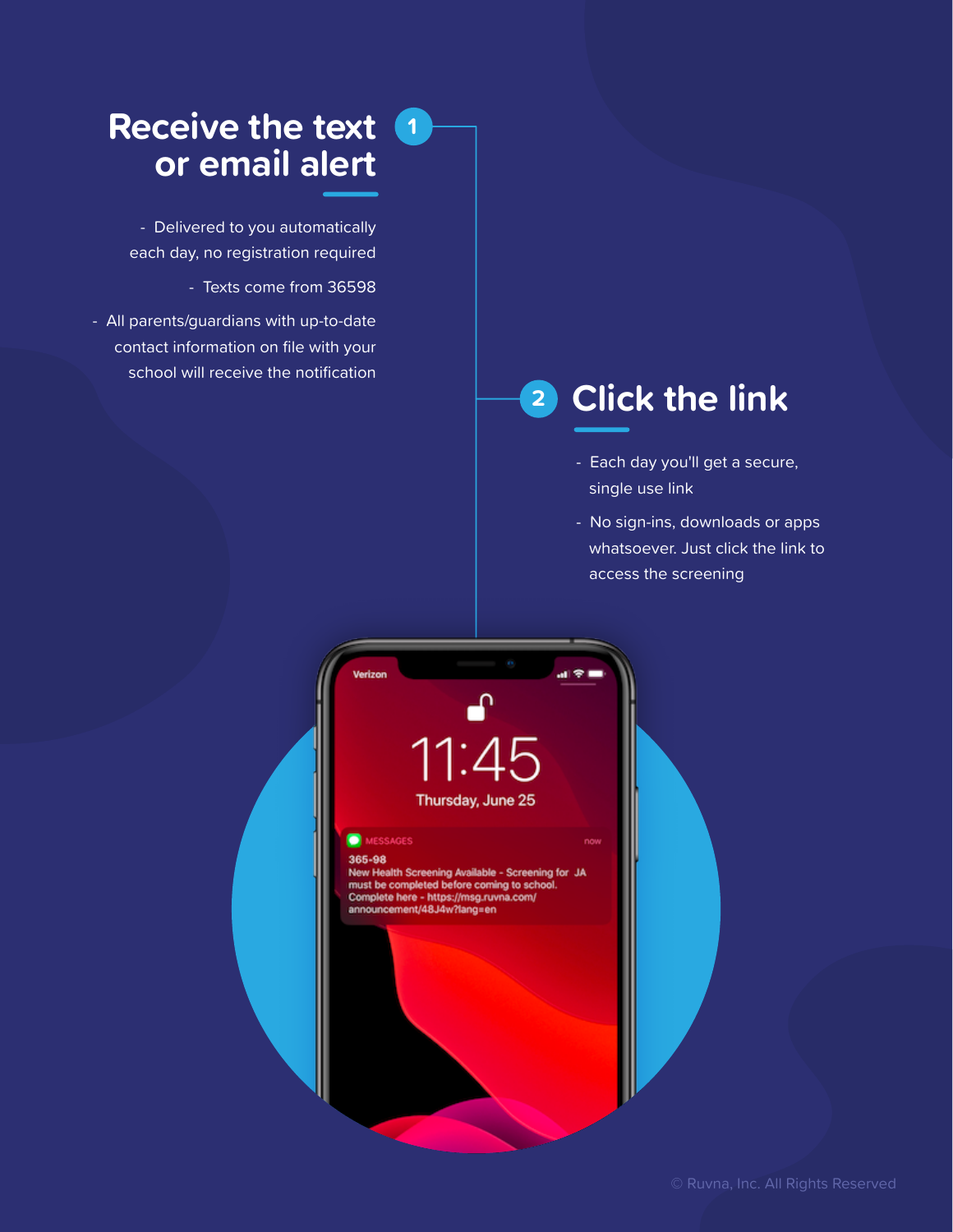## 1 Receive the text or email alert

- Delivered to you automatically each day, no registration required
- Texts come from 36598
- All parents/guardians with up-to-date contact information on file with your school will receive the notification

## 2 Click the link

- Each day you'll get a secure, single use link
- No sign-ins, downloads or apps whatsoever. Just click the link to access the screening

Verizon

11:45

Thursday, June 25

MESSAGES now

365-98

New Health Screening Available - Screening for JA must be completed before coming to school. Complete here - https://msg.ruvna.com/announcement/48J4w?lang=en

© Ruvna, Inc. All Rights Reserved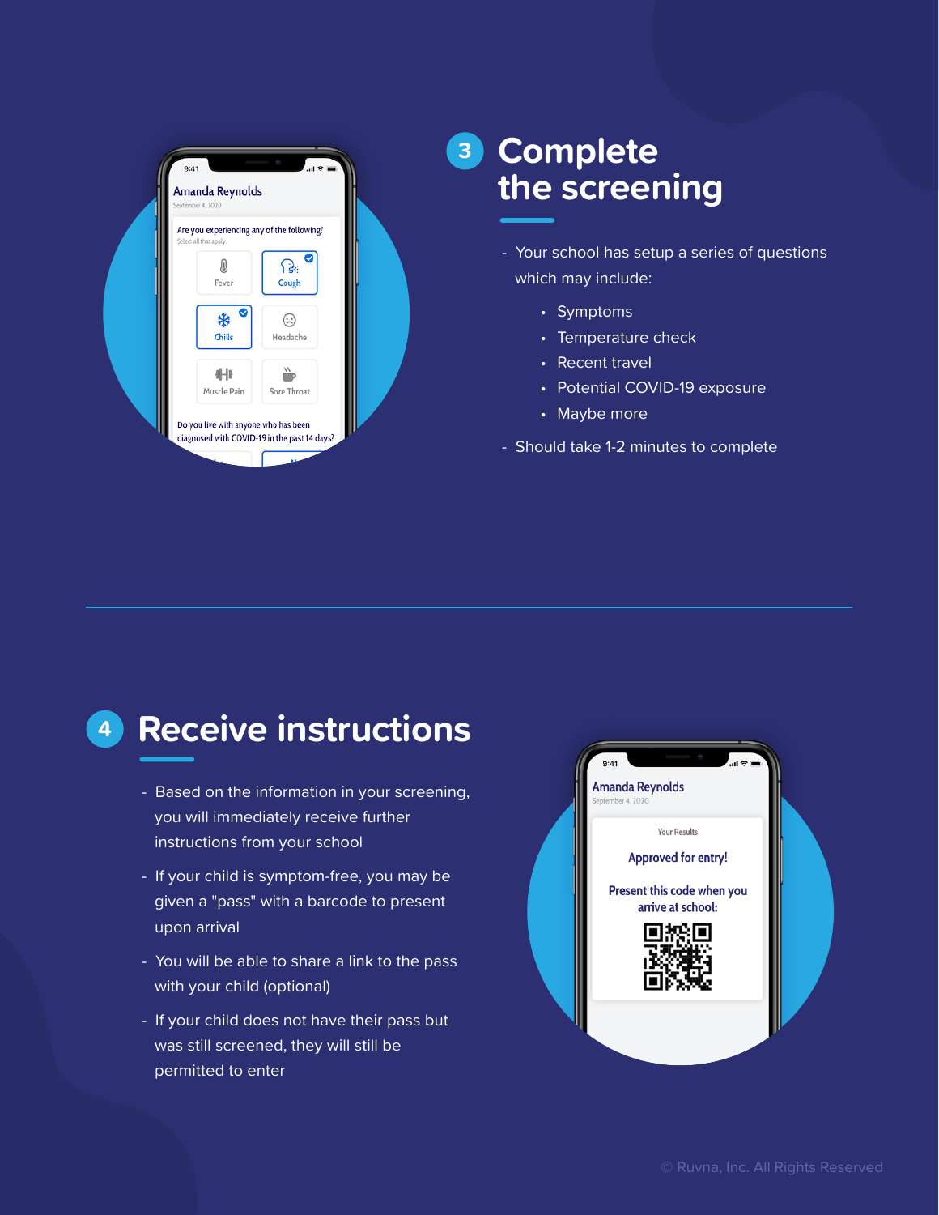## 3 Complete the screening

- Your school has setup a series of questions which may include:
  - Symptoms
  - Temperature check
  - Recent travel
  - Potential COVID-19 exposure
  - Maybe more
- Should take 1-2 minutes to complete

---

## 4 Receive instructions

- Based on the information in your screening, you will immediately receive further instructions from your school
- If your child is symptom-free, you may be given a "pass" with a barcode to present upon arrival
- You will be able to share a link to the pass with your child (optional)
- If your child does not have their pass but was still screened, they will still be permitted to enter

© Ruvna, Inc. All Rights Reserved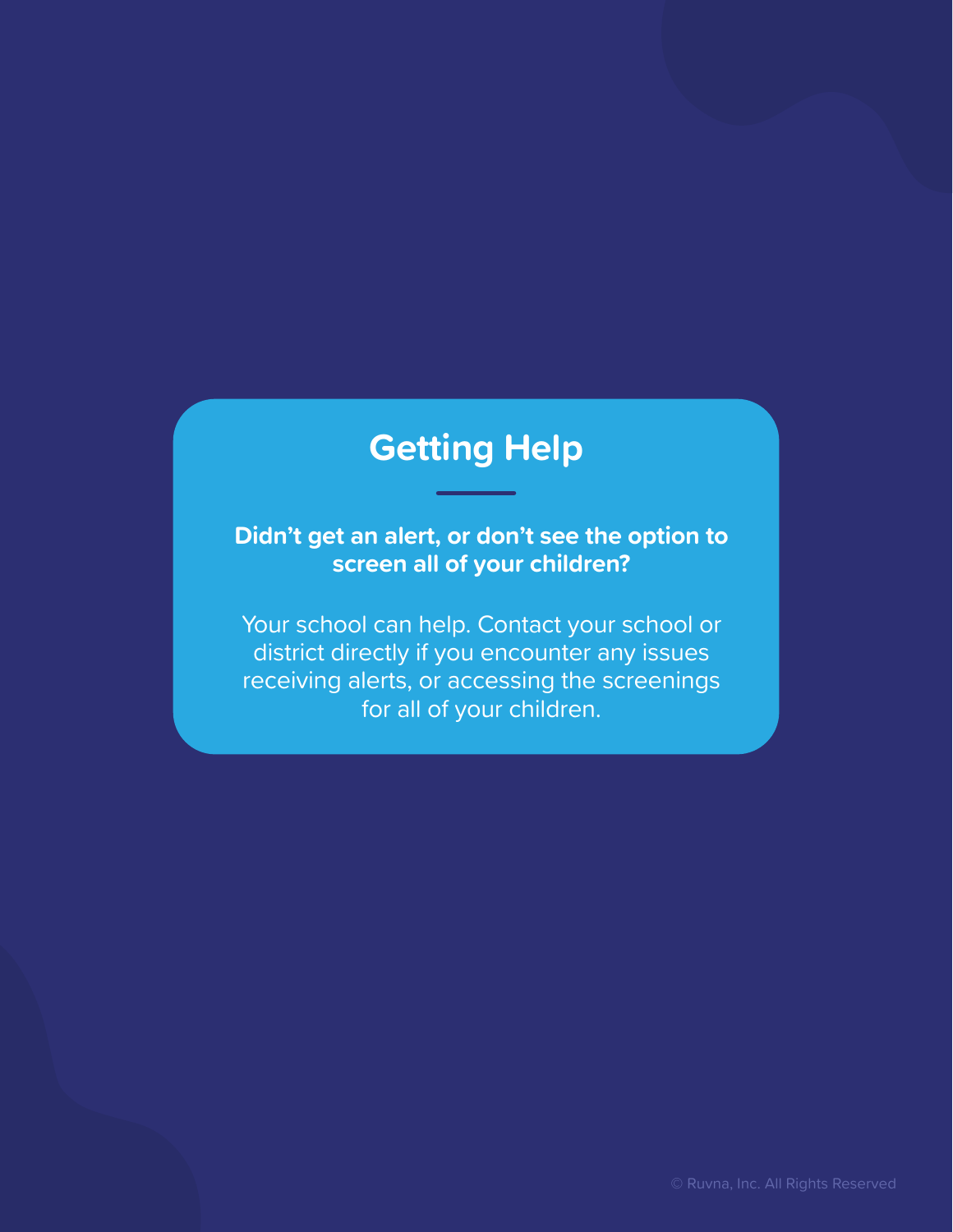## Getting Help

**Didn’t get an alert, or don’t see the option to screen all of your children?**

Your school can help. Contact your school or district directly if you encounter any issues receiving alerts, or accessing the screenings for all of your children.

© Ruvna, Inc. All Rights Reserved